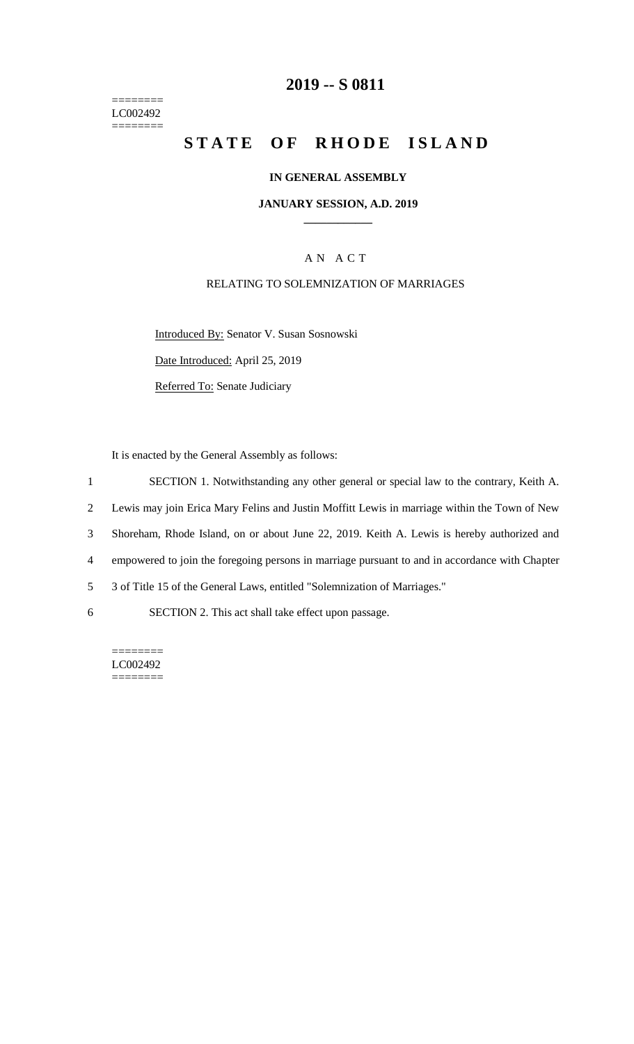========
LC002492
========

# 2019 -- S 0811

# STATE OF RHODE ISLAND

**IN GENERAL ASSEMBLY**

**JANUARY SESSION, A.D. 2019**

A N A C T

RELATING TO SOLEMNIZATION OF MARRIAGES

Introduced By: Senator V. Susan Sosnowski

Date Introduced: April 25, 2019

Referred To: Senate Judiciary

It is enacted by the General Assembly as follows:

1 SECTION 1. Notwithstanding any other general or special law to the contrary, Keith A.
2 Lewis may join Erica Mary Felins and Justin Moffitt Lewis in marriage within the Town of New
3 Shoreham, Rhode Island, on or about June 22, 2019. Keith A. Lewis is hereby authorized and
4 empowered to join the foregoing persons in marriage pursuant to and in accordance with Chapter
5 3 of Title 15 of the General Laws, entitled "Solemnization of Marriages."

6 SECTION 2. This act shall take effect upon passage.

========
LC002492
========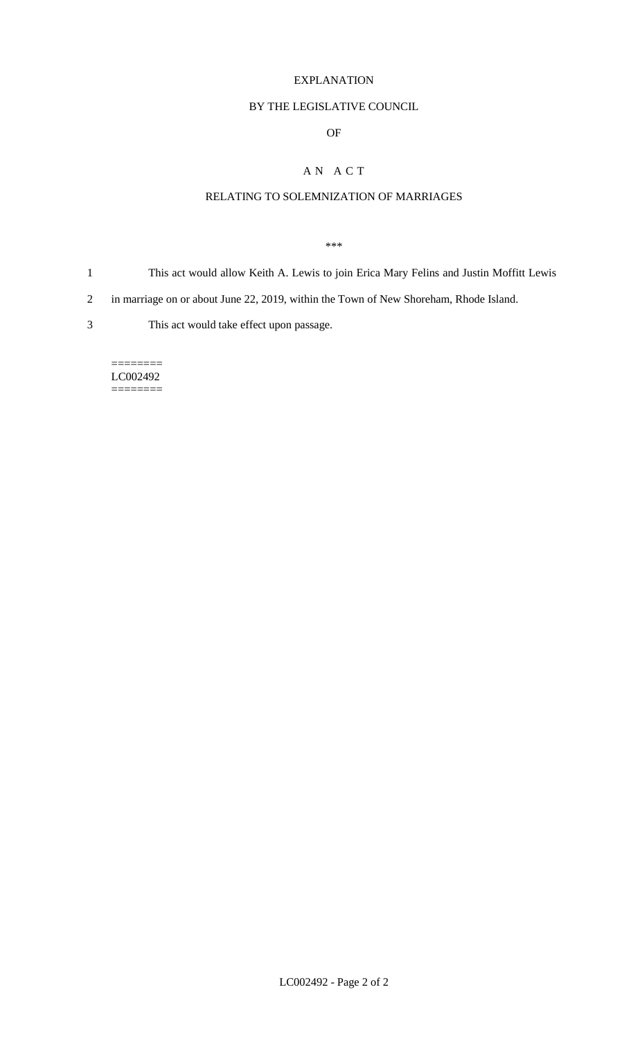EXPLANATION

BY THE LEGISLATIVE COUNCIL

OF

# A N A C T

## RELATING TO SOLEMNIZATION OF MARRIAGES

\*\*\*

1 This act would allow Keith A. Lewis to join Erica Mary Felins and Justin Moffitt Lewis
2 in marriage on or about June 22, 2019, within the Town of New Shoreham, Rhode Island.
3 This act would take effect upon passage.

========
LC002492
========